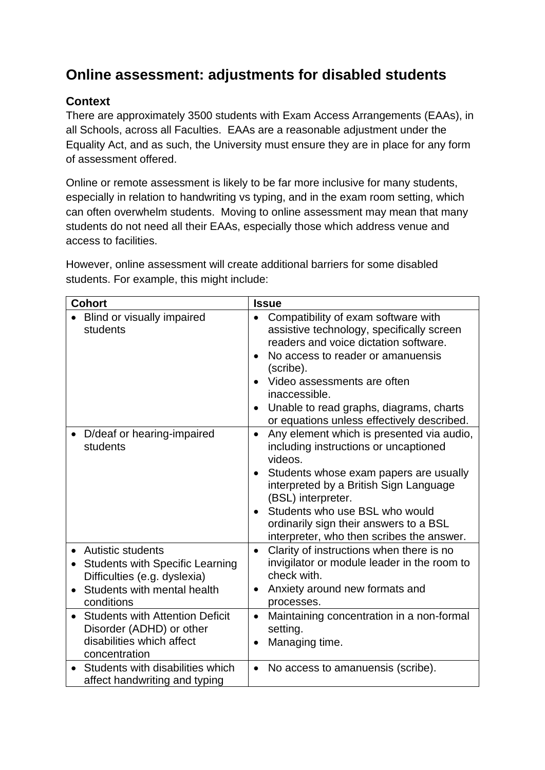# Online assessment: adjustments for disabled students

## Context

There are approximately 3500 students with Exam Access Arrangements (EAAs), in all Schools, across all Faculties. EAAs are a reasonable adjustment under the Equality Act, and as such, the University must ensure they are in place for any form of assessment offered.

Online or remote assessment is likely to be far more inclusive for many students, especially in relation to handwriting vs typing, and in the exam room setting, which can often overwhelm students. Moving to online assessment may mean that many students do not need all their EAAs, especially those which address venue and access to facilities.

However, online assessment will create additional barriers for some disabled students. For example, this might include:

| Cohort | Issue |
|---|---|
| • Blind or visually impaired students | • Compatibility of exam software with assistive technology, specifically screen readers and voice dictation software.<br>• No access to reader or amanuensis (scribe).<br>• Video assessments are often inaccessible.<br>• Unable to read graphs, diagrams, charts or equations unless effectively described. |
| • D/deaf or hearing-impaired students | • Any element which is presented via audio, including instructions or uncaptioned videos.<br>• Students whose exam papers are usually interpreted by a British Sign Language (BSL) interpreter.<br>• Students who use BSL who would ordinarily sign their answers to a BSL interpreter, who then scribes the answer. |
| • Autistic students<br>• Students with Specific Learning Difficulties (e.g. dyslexia)<br>• Students with mental health conditions | • Clarity of instructions when there is no invigilator or module leader in the room to check with.<br>• Anxiety around new formats and processes. |
| • Students with Attention Deficit Disorder (ADHD) or other disabilities which affect concentration | • Maintaining concentration in a non-formal setting.<br>• Managing time. |
| • Students with disabilities which affect handwriting and typing | • No access to amanuensis (scribe). |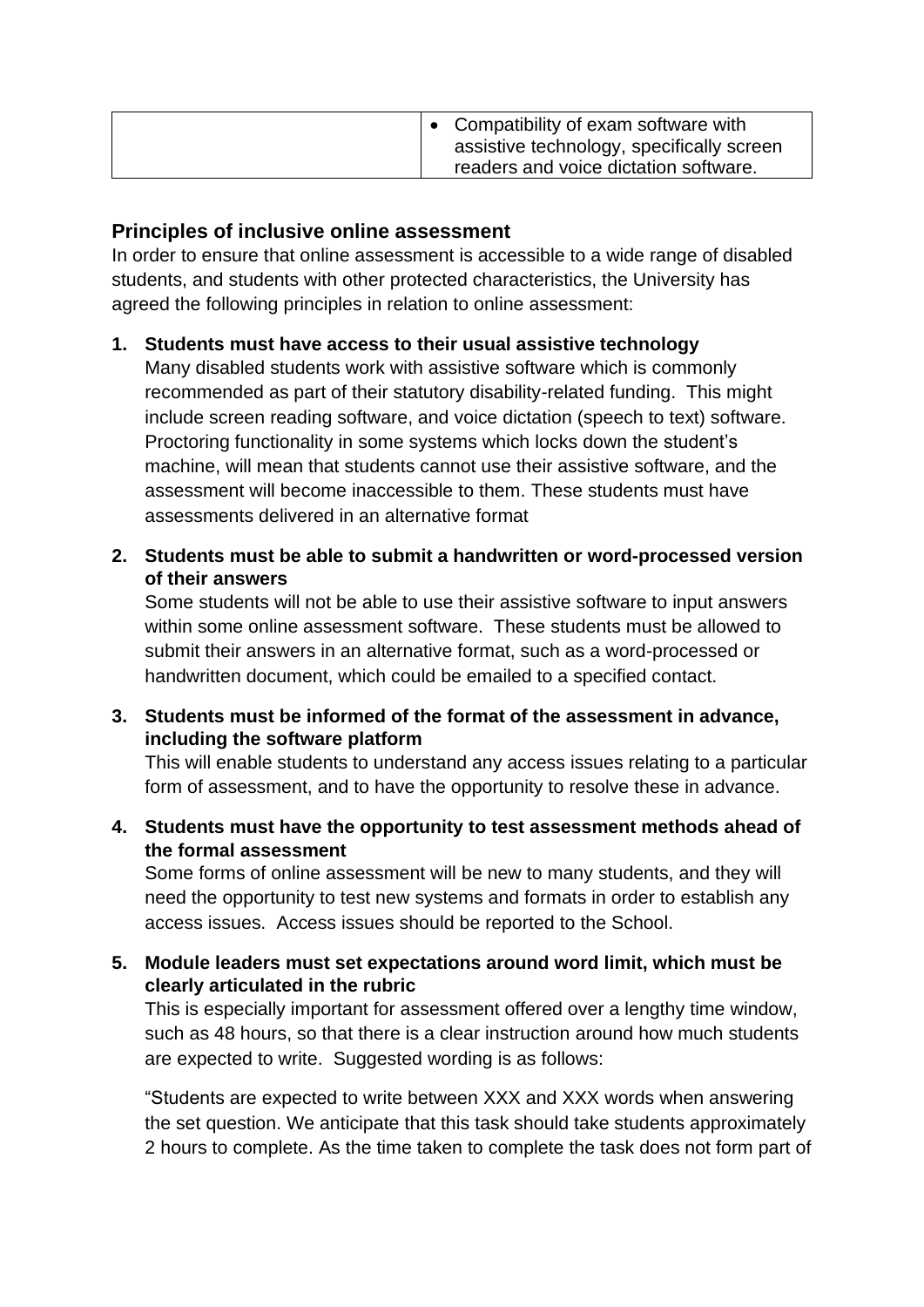| | |
|---|---|
| | • Compatibility of exam software with assistive technology, specifically screen readers and voice dictation software. |

## Principles of inclusive online assessment

In order to ensure that online assessment is accessible to a wide range of disabled students, and students with other protected characteristics, the University has agreed the following principles in relation to online assessment:

1. **Students must have access to their usual assistive technology**
   Many disabled students work with assistive software which is commonly recommended as part of their statutory disability-related funding. This might include screen reading software, and voice dictation (speech to text) software. Proctoring functionality in some systems which locks down the student's machine, will mean that students cannot use their assistive software, and the assessment will become inaccessible to them. These students must have assessments delivered in an alternative format

2. **Students must be able to submit a handwritten or word-processed version of their answers**
   Some students will not be able to use their assistive software to input answers within some online assessment software. These students must be allowed to submit their answers in an alternative format, such as a word-processed or handwritten document, which could be emailed to a specified contact.

3. **Students must be informed of the format of the assessment in advance, including the software platform**
   This will enable students to understand any access issues relating to a particular form of assessment, and to have the opportunity to resolve these in advance.

4. **Students must have the opportunity to test assessment methods ahead of the formal assessment**
   Some forms of online assessment will be new to many students, and they will need the opportunity to test new systems and formats in order to establish any access issues. Access issues should be reported to the School.

5. **Module leaders must set expectations around word limit, which must be clearly articulated in the rubric**
   This is especially important for assessment offered over a lengthy time window, such as 48 hours, so that there is a clear instruction around how much students are expected to write. Suggested wording is as follows:

   "Students are expected to write between XXX and XXX words when answering the set question. We anticipate that this task should take students approximately 2 hours to complete. As the time taken to complete the task does not form part of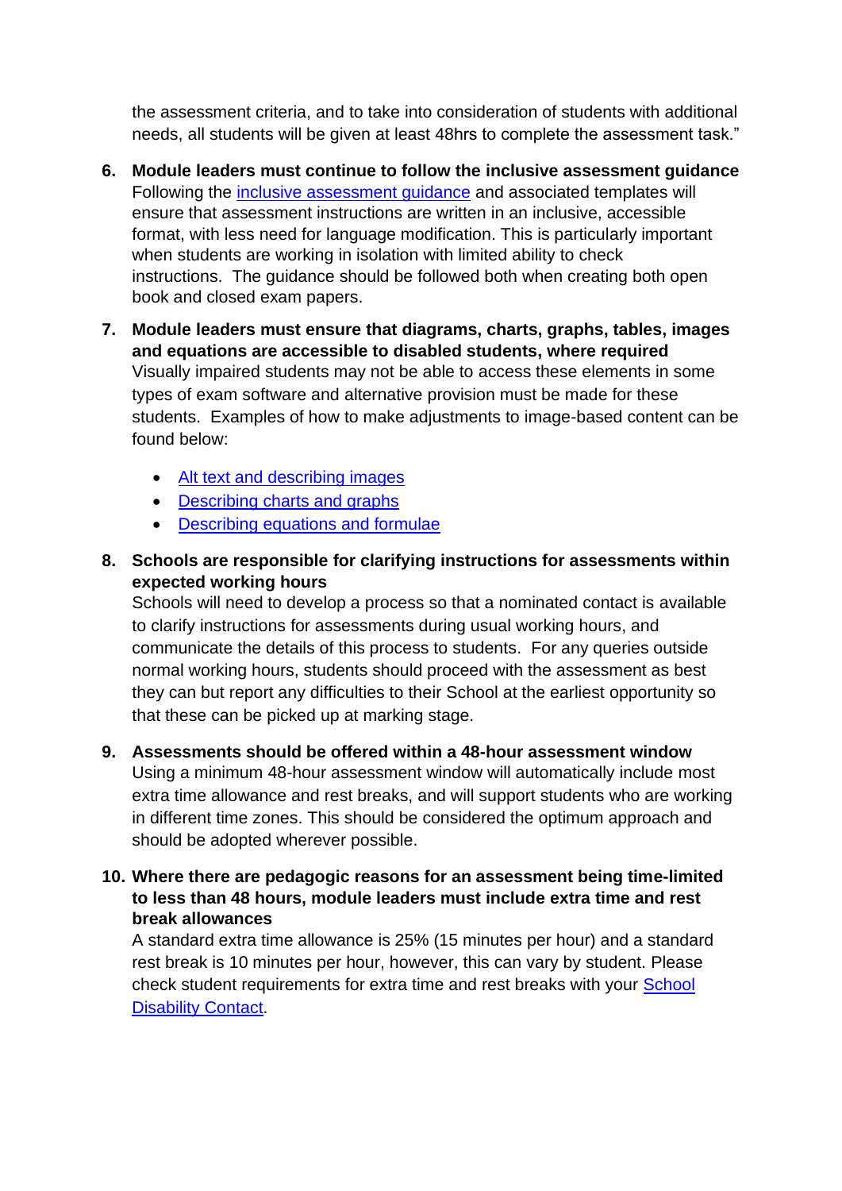the assessment criteria, and to take into consideration of students with additional needs, all students will be given at least 48hrs to complete the assessment task."

6. **Module leaders must continue to follow the inclusive assessment guidance**
   Following the inclusive assessment guidance and associated templates will ensure that assessment instructions are written in an inclusive, accessible format, with less need for language modification. This is particularly important when students are working in isolation with limited ability to check instructions. The guidance should be followed both when creating both open book and closed exam papers.

7. **Module leaders must ensure that diagrams, charts, graphs, tables, images and equations are accessible to disabled students, where required**
   Visually impaired students may not be able to access these elements in some types of exam software and alternative provision must be made for these students. Examples of how to make adjustments to image-based content can be found below:

   - Alt text and describing images
   - Describing charts and graphs
   - Describing equations and formulae

8. **Schools are responsible for clarifying instructions for assessments within expected working hours**
   Schools will need to develop a process so that a nominated contact is available to clarify instructions for assessments during usual working hours, and communicate the details of this process to students. For any queries outside normal working hours, students should proceed with the assessment as best they can but report any difficulties to their School at the earliest opportunity so that these can be picked up at marking stage.

9. **Assessments should be offered within a 48-hour assessment window**
   Using a minimum 48-hour assessment window will automatically include most extra time allowance and rest breaks, and will support students who are working in different time zones. This should be considered the optimum approach and should be adopted wherever possible.

10. **Where there are pedagogic reasons for an assessment being time-limited to less than 48 hours, module leaders must include extra time and rest break allowances**
    A standard extra time allowance is 25% (15 minutes per hour) and a standard rest break is 10 minutes per hour, however, this can vary by student. Please check student requirements for extra time and rest breaks with your School Disability Contact.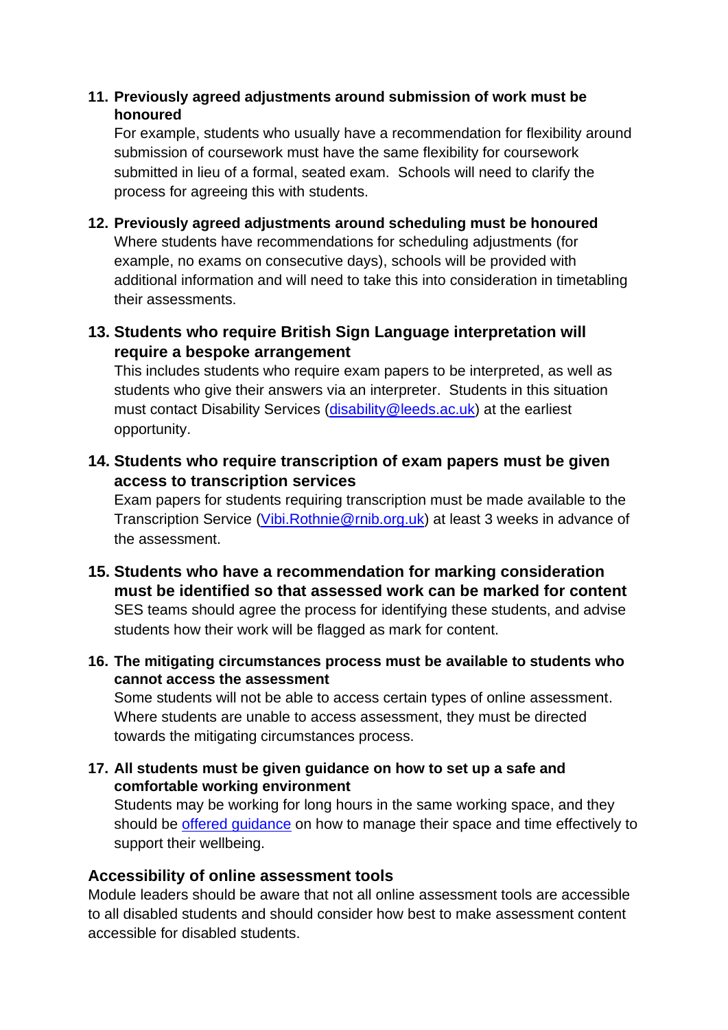11. **Previously agreed adjustments around submission of work must be honoured**
    For example, students who usually have a recommendation for flexibility around submission of coursework must have the same flexibility for coursework submitted in lieu of a formal, seated exam. Schools will need to clarify the process for agreeing this with students.

12. **Previously agreed adjustments around scheduling must be honoured**
    Where students have recommendations for scheduling adjustments (for example, no exams on consecutive days), schools will be provided with additional information and will need to take this into consideration in timetabling their assessments.

13. **Students who require British Sign Language interpretation will require a bespoke arrangement**
    This includes students who require exam papers to be interpreted, as well as students who give their answers via an interpreter. Students in this situation must contact Disability Services ([disability@leeds.ac.uk](mailto:disability@leeds.ac.uk)) at the earliest opportunity.

14. **Students who require transcription of exam papers must be given access to transcription services**
    Exam papers for students requiring transcription must be made available to the Transcription Service ([Vibi.Rothnie@rnib.org.uk](mailto:Vibi.Rothnie@rnib.org.uk)) at least 3 weeks in advance of the assessment.

15. **Students who have a recommendation for marking consideration must be identified so that assessed work can be marked for content**
    SES teams should agree the process for identifying these students, and advise students how their work will be flagged as mark for content.

16. **The mitigating circumstances process must be available to students who cannot access the assessment**
    Some students will not be able to access certain types of online assessment. Where students are unable to access assessment, they must be directed towards the mitigating circumstances process.

17. **All students must be given guidance on how to set up a safe and comfortable working environment**
    Students may be working for long hours in the same working space, and they should be offered guidance on how to manage their space and time effectively to support their wellbeing.

## Accessibility of online assessment tools

Module leaders should be aware that not all online assessment tools are accessible to all disabled students and should consider how best to make assessment content accessible for disabled students.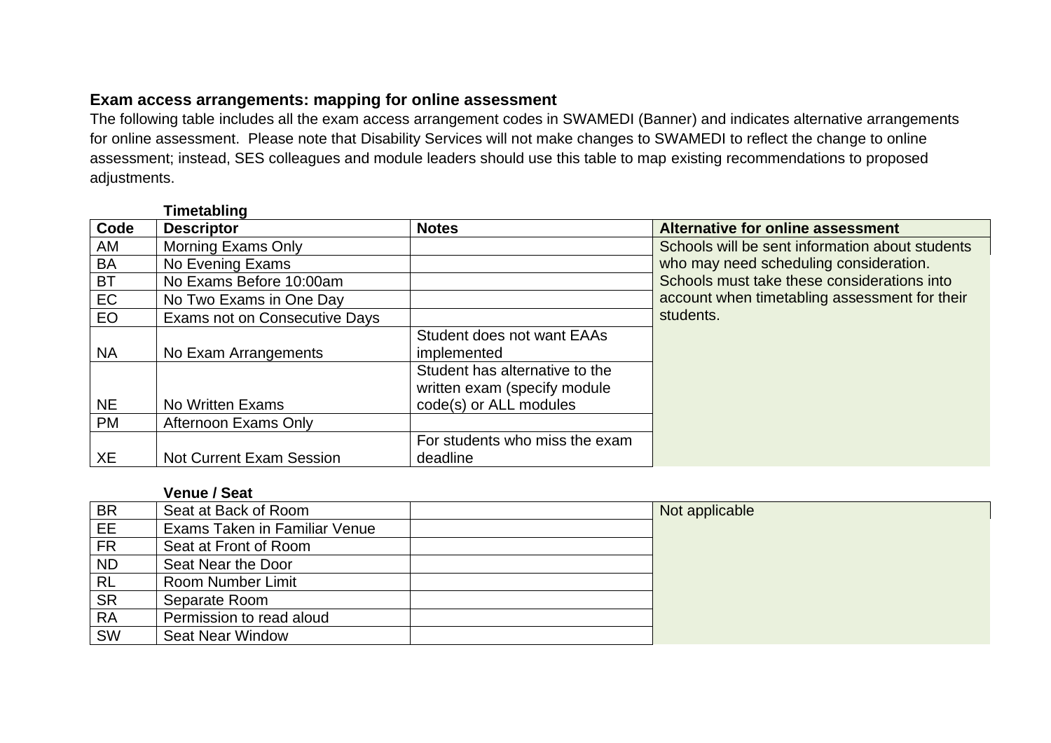**Exam access arrangements: mapping for online assessment**

The following table includes all the exam access arrangement codes in SWAMEDI (Banner) and indicates alternative arrangements for online assessment. Please note that Disability Services will not make changes to SWAMEDI to reflect the change to online assessment; instead, SES colleagues and module leaders should use this table to map existing recommendations to proposed adjustments.

**Timetabling**

| Code | Descriptor | Notes | Alternative for online assessment |
|---|---|---|---|
| AM | Morning Exams Only | | Schools will be sent information about students who may need scheduling consideration. Schools must take these considerations into account when timetabling assessment for their students. |
| BA | No Evening Exams | | |
| BT | No Exams Before 10:00am | | |
| EC | No Two Exams in One Day | | |
| EO | Exams not on Consecutive Days | | |
| NA | No Exam Arrangements | Student does not want EAAs implemented | |
| NE | No Written Exams | Student has alternative to the written exam (specify module code(s) or ALL modules | |
| PM | Afternoon Exams Only | | |
| XE | Not Current Exam Session | For students who miss the exam deadline | |

**Venue / Seat**

| Code | Descriptor | Notes | Alternative for online assessment |
|---|---|---|---|
| BR | Seat at Back of Room | | Not applicable |
| EE | Exams Taken in Familiar Venue | | |
| FR | Seat at Front of Room | | |
| ND | Seat Near the Door | | |
| RL | Room Number Limit | | |
| SR | Separate Room | | |
| RA | Permission to read aloud | | |
| SW | Seat Near Window | | |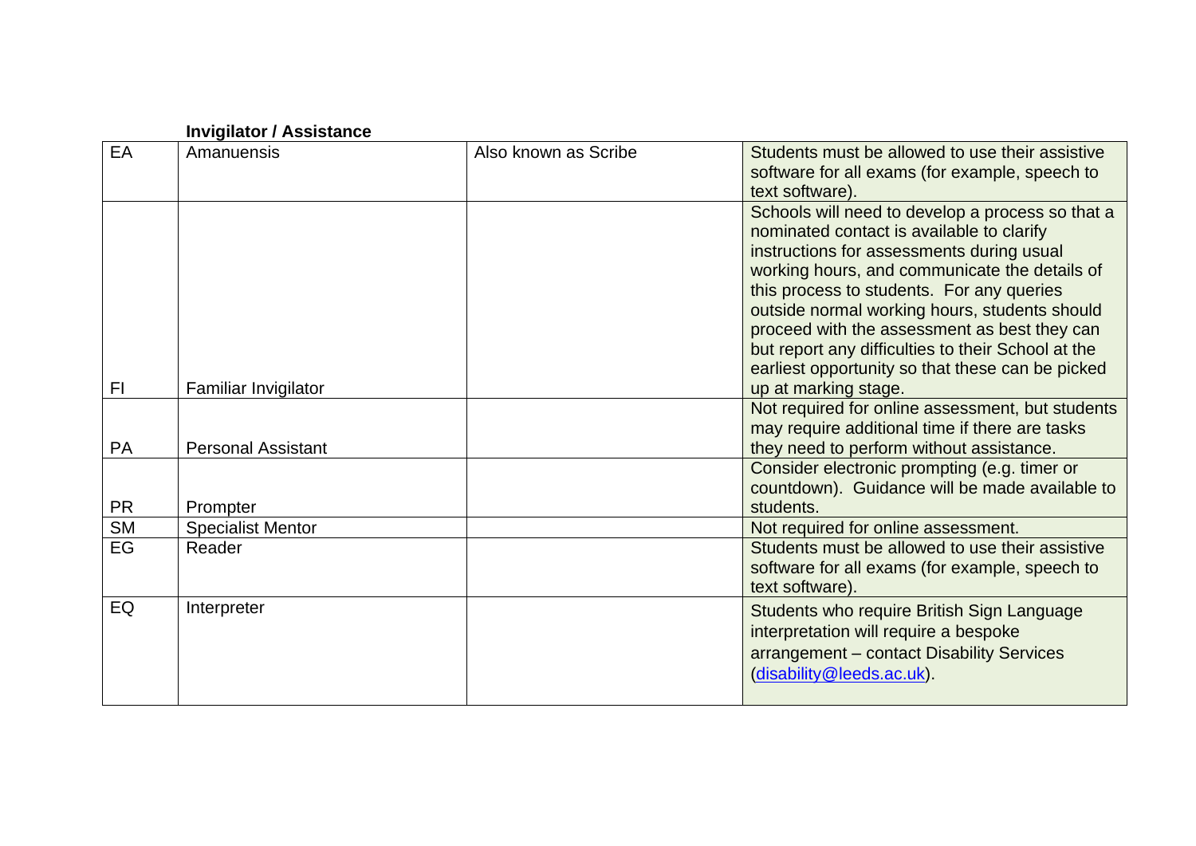| | **Invigilator / Assistance** | | |
|---|---|---|---|
| EA | Amanuensis | Also known as Scribe | Students must be allowed to use their assistive software for all exams (for example, speech to text software). |
| FI | Familiar Invigilator | | Schools will need to develop a process so that a nominated contact is available to clarify instructions for assessments during usual working hours, and communicate the details of this process to students. For any queries outside normal working hours, students should proceed with the assessment as best they can but report any difficulties to their School at the earliest opportunity so that these can be picked up at marking stage. |
| PA | Personal Assistant | | Not required for online assessment, but students may require additional time if there are tasks they need to perform without assistance. |
| PR | Prompter | | Consider electronic prompting (e.g. timer or countdown). Guidance will be made available to students. |
| SM | Specialist Mentor | | Not required for online assessment. |
| EG | Reader | | Students must be allowed to use their assistive software for all exams (for example, speech to text software). |
| EQ | Interpreter | | Students who require British Sign Language interpretation will require a bespoke arrangement – contact Disability Services (disability@leeds.ac.uk). |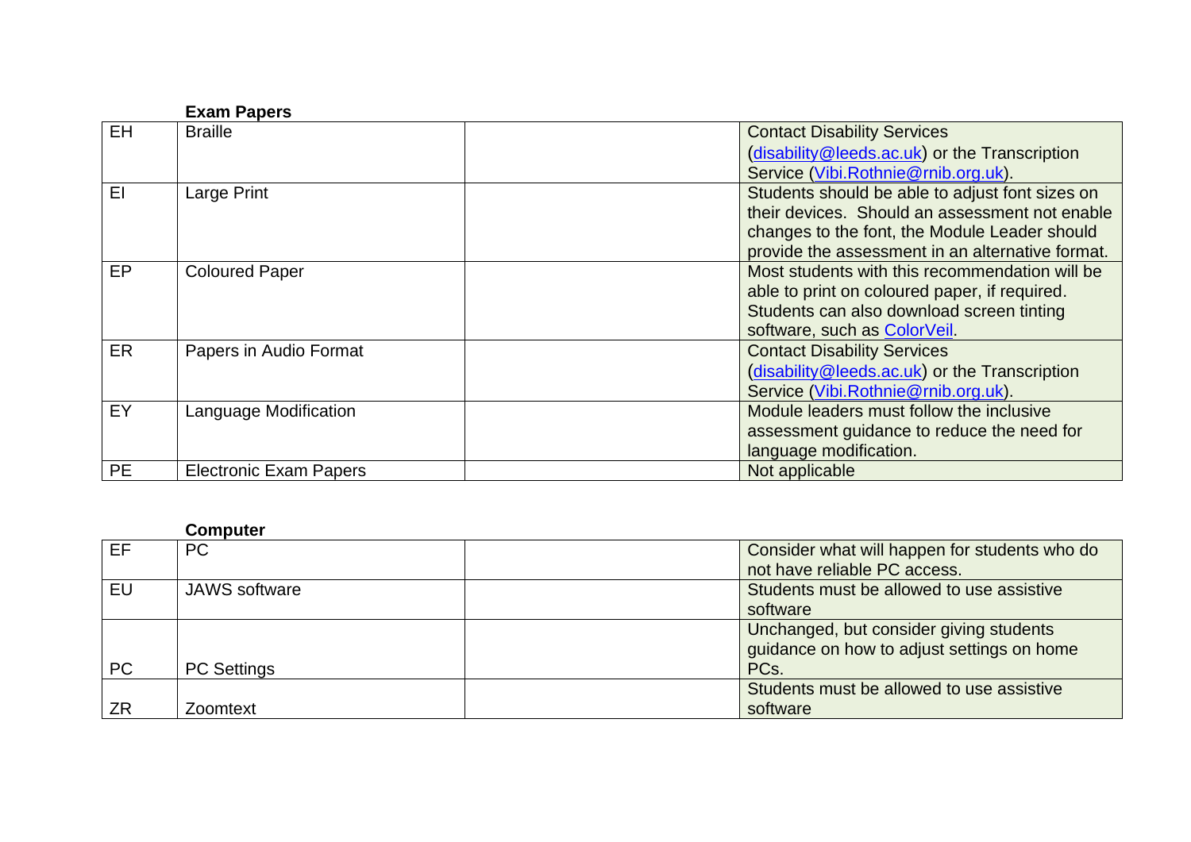**Exam Papers**

| | | | |
|---|---|---|---|
| EH | Braille | | Contact Disability Services (disability@leeds.ac.uk) or the Transcription Service (Vibi.Rothnie@rnib.org.uk). |
| EI | Large Print | | Students should be able to adjust font sizes on their devices. Should an assessment not enable changes to the font, the Module Leader should provide the assessment in an alternative format. |
| EP | Coloured Paper | | Most students with this recommendation will be able to print on coloured paper, if required. Students can also download screen tinting software, such as ColorVeil. |
| ER | Papers in Audio Format | | Contact Disability Services (disability@leeds.ac.uk) or the Transcription Service (Vibi.Rothnie@rnib.org.uk). |
| EY | Language Modification | | Module leaders must follow the inclusive assessment guidance to reduce the need for language modification. |
| PE | Electronic Exam Papers | | Not applicable |

**Computer**

| | | | |
|---|---|---|---|
| EF | PC | | Consider what will happen for students who do not have reliable PC access. |
| EU | JAWS software | | Students must be allowed to use assistive software |
| PC | PC Settings | | Unchanged, but consider giving students guidance on how to adjust settings on home PCs. |
| ZR | Zoomtext | | Students must be allowed to use assistive software |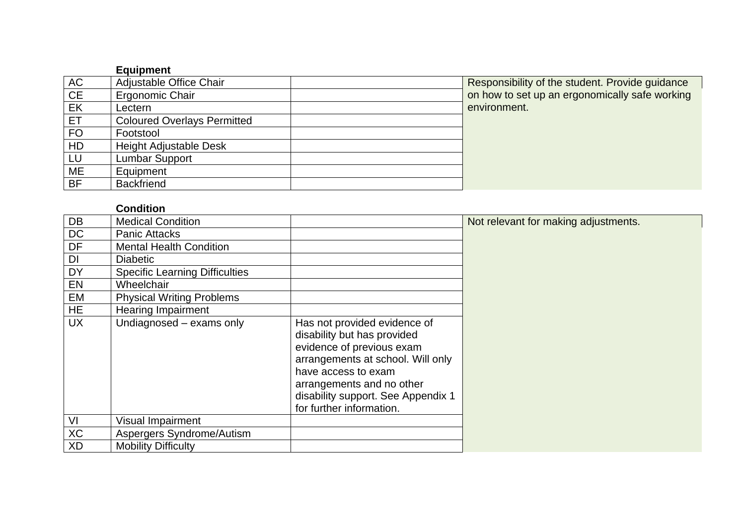| | **Equipment** | | |
|---|---|---|---|
| AC | Adjustable Office Chair | | Responsibility of the student. Provide guidance on how to set up an ergonomically safe working environment. |
| CE | Ergonomic Chair | | |
| EK | Lectern | | |
| ET | Coloured Overlays Permitted | | |
| FO | Footstool | | |
| HD | Height Adjustable Desk | | |
| LU | Lumbar Support | | |
| ME | Equipment | | |
| BF | Backfriend | | |

| | **Condition** | | |
|---|---|---|---|
| DB | Medical Condition | | Not relevant for making adjustments. |
| DC | Panic Attacks | | |
| DF | Mental Health Condition | | |
| DI | Diabetic | | |
| DY | Specific Learning Difficulties | | |
| EN | Wheelchair | | |
| EM | Physical Writing Problems | | |
| HE | Hearing Impairment | | |
| UX | Undiagnosed – exams only | Has not provided evidence of disability but has provided evidence of previous exam arrangements at school. Will only have access to exam arrangements and no other disability support. See Appendix 1 for further information. | |
| VI | Visual Impairment | | |
| XC | Aspergers Syndrome/Autism | | |
| XD | Mobility Difficulty | | |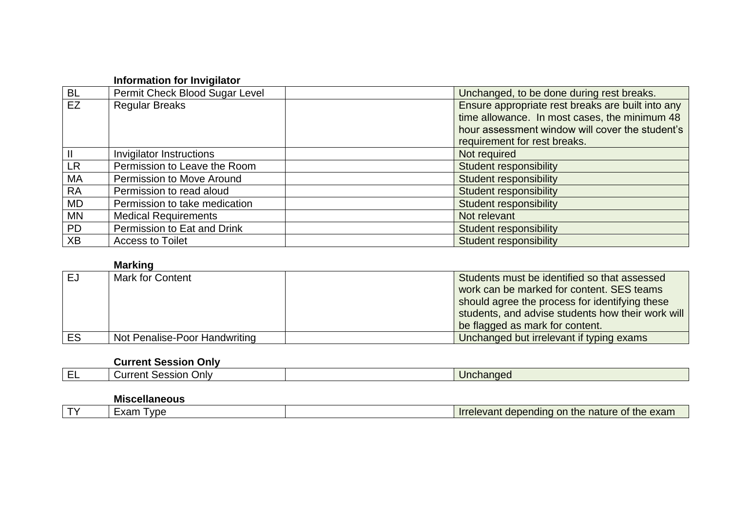### Information for Invigilator

| | | | |
|---|---|---|---|
| BL | Permit Check Blood Sugar Level | | Unchanged, to be done during rest breaks. |
| EZ | Regular Breaks | | Ensure appropriate rest breaks are built into any time allowance. In most cases, the minimum 48 hour assessment window will cover the student's requirement for rest breaks. |
| II | Invigilator Instructions | | Not required |
| LR | Permission to Leave the Room | | Student responsibility |
| MA | Permission to Move Around | | Student responsibility |
| RA | Permission to read aloud | | Student responsibility |
| MD | Permission to take medication | | Student responsibility |
| MN | Medical Requirements | | Not relevant |
| PD | Permission to Eat and Drink | | Student responsibility |
| XB | Access to Toilet | | Student responsibility |

### Marking

| | | | |
|---|---|---|---|
| EJ | Mark for Content | | Students must be identified so that assessed work can be marked for content. SES teams should agree the process for identifying these students, and advise students how their work will be flagged as mark for content. |
| ES | Not Penalise-Poor Handwriting | | Unchanged but irrelevant if typing exams |

### Current Session Only

| | | | |
|---|---|---|---|
| EL | Current Session Only | | Unchanged |

### Miscellaneous

| | | | |
|---|---|---|---|
| TY | Exam Type | | Irrelevant depending on the nature of the exam |